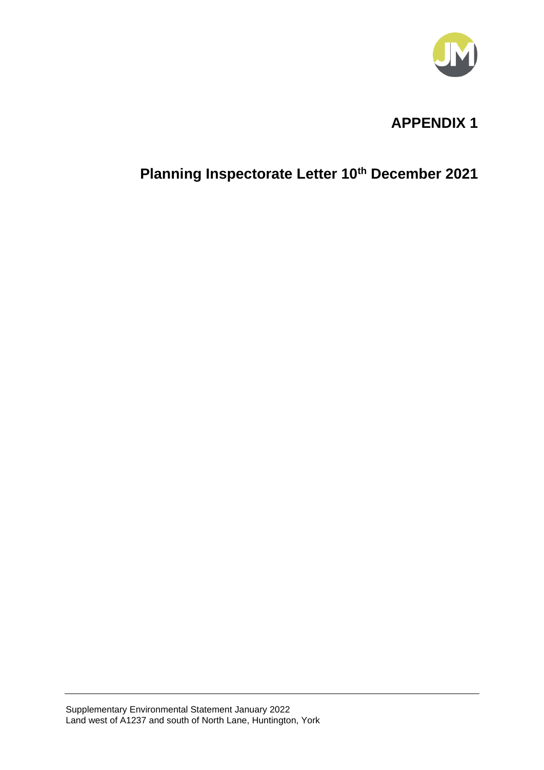# APPENDIX 1

## Planning Inspectorate Letter 10th December 2021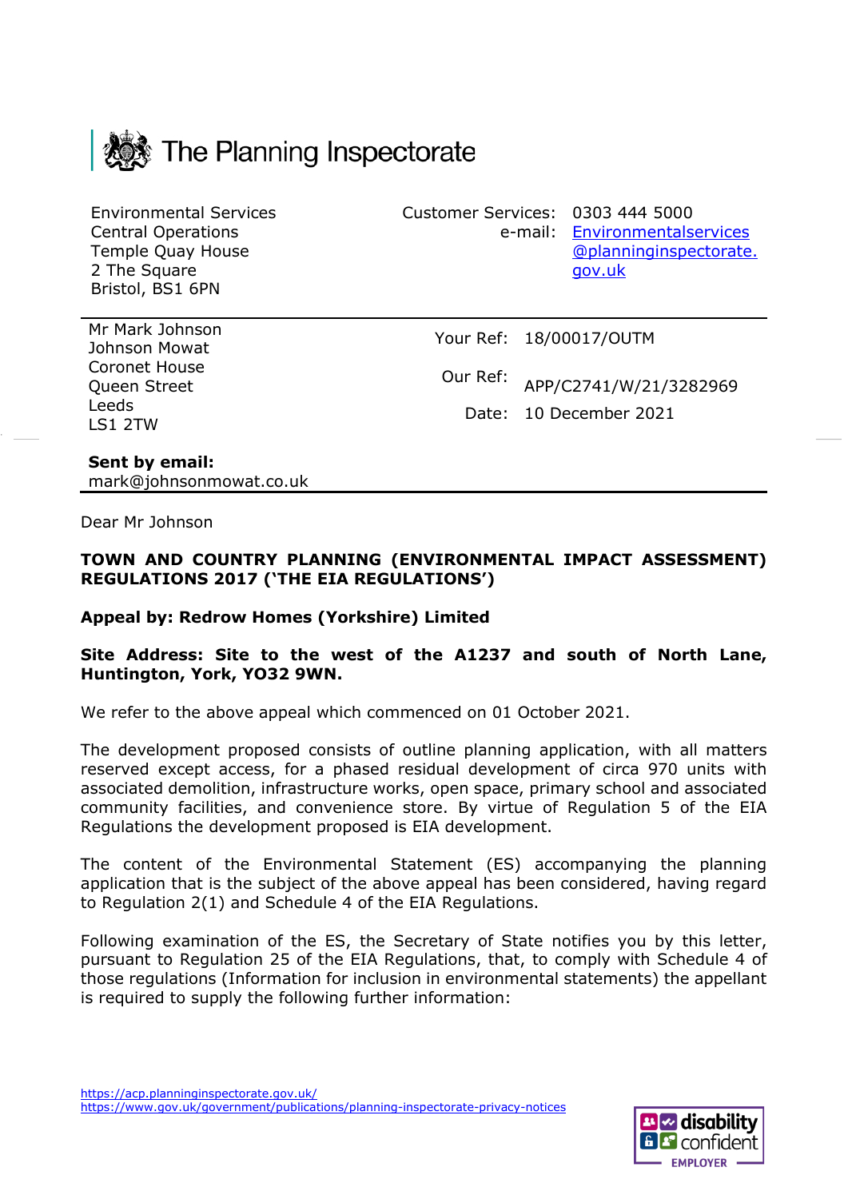# The Planning Inspectorate

Environmental Services
Central Operations
Temple Quay House
2 The Square
Bristol, BS1 6PN

Customer Services: 0303 444 5000
e-mail: Environmentalservices@planninginspectorate.gov.uk

Mr Mark Johnson
Johnson Mowat
Coronet House
Queen Street
Leeds
LS1 2TW

Your Ref: 18/00017/OUTM

Our Ref: APP/C2741/W/21/3282969

Date: 10 December 2021

**Sent by email:**
mark@johnsonmowat.co.uk

Dear Mr Johnson

**TOWN AND COUNTRY PLANNING (ENVIRONMENTAL IMPACT ASSESSMENT) REGULATIONS 2017 ('THE EIA REGULATIONS')**

**Appeal by: Redrow Homes (Yorkshire) Limited**

**Site Address: Site to the west of the A1237 and south of North Lane, Huntington, York, YO32 9WN.**

We refer to the above appeal which commenced on 01 October 2021.

The development proposed consists of outline planning application, with all matters reserved except access, for a phased residual development of circa 970 units with associated demolition, infrastructure works, open space, primary school and associated community facilities, and convenience store. By virtue of Regulation 5 of the EIA Regulations the development proposed is EIA development.

The content of the Environmental Statement (ES) accompanying the planning application that is the subject of the above appeal has been considered, having regard to Regulation 2(1) and Schedule 4 of the EIA Regulations.

Following examination of the ES, the Secretary of State notifies you by this letter, pursuant to Regulation 25 of the EIA Regulations, that, to comply with Schedule 4 of those regulations (Information for inclusion in environmental statements) the appellant is required to supply the following further information:

https://acp.planninginspectorate.gov.uk/
https://www.gov.uk/government/publications/planning-inspectorate-privacy-notices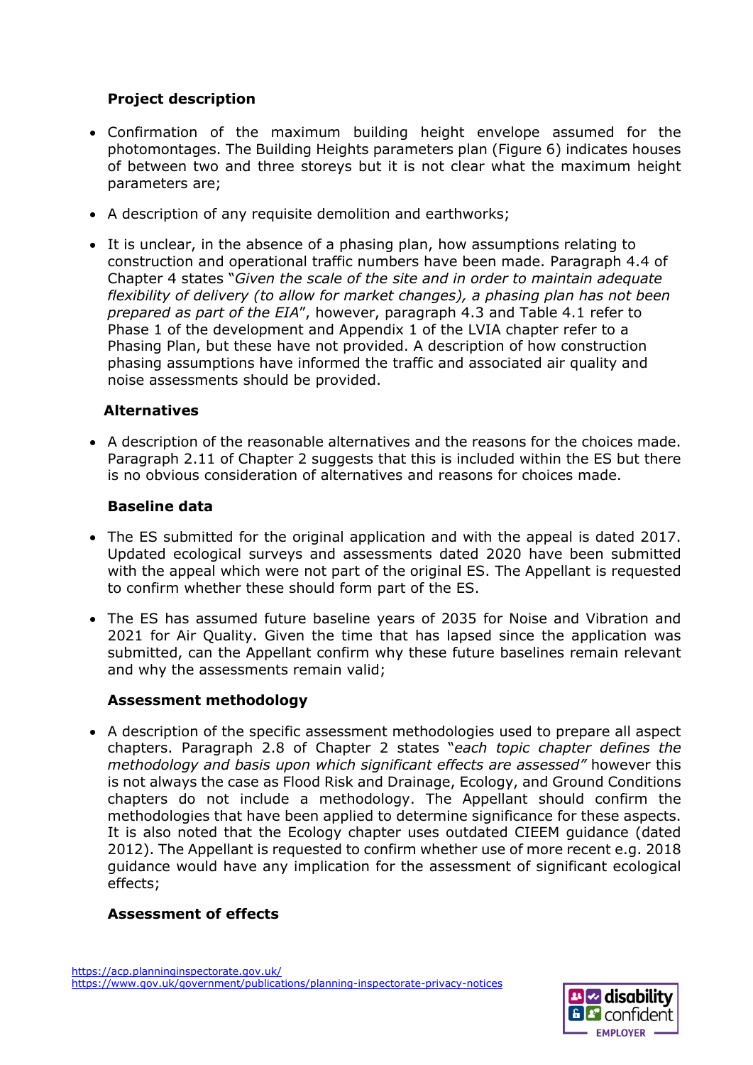**Project description**

- Confirmation of the maximum building height envelope assumed for the photomontages. The Building Heights parameters plan (Figure 6) indicates houses of between two and three storeys but it is not clear what the maximum height parameters are;

- A description of any requisite demolition and earthworks;

- It is unclear, in the absence of a phasing plan, how assumptions relating to construction and operational traffic numbers have been made. Paragraph 4.4 of Chapter 4 states "*Given the scale of the site and in order to maintain adequate flexibility of delivery (to allow for market changes), a phasing plan has not been prepared as part of the EIA*", however, paragraph 4.3 and Table 4.1 refer to Phase 1 of the development and Appendix 1 of the LVIA chapter refer to a Phasing Plan, but these have not provided. A description of how construction phasing assumptions have informed the traffic and associated air quality and noise assessments should be provided.

**Alternatives**

- A description of the reasonable alternatives and the reasons for the choices made. Paragraph 2.11 of Chapter 2 suggests that this is included within the ES but there is no obvious consideration of alternatives and reasons for choices made.

**Baseline data**

- The ES submitted for the original application and with the appeal is dated 2017. Updated ecological surveys and assessments dated 2020 have been submitted with the appeal which were not part of the original ES. The Appellant is requested to confirm whether these should form part of the ES.

- The ES has assumed future baseline years of 2035 for Noise and Vibration and 2021 for Air Quality. Given the time that has lapsed since the application was submitted, can the Appellant confirm why these future baselines remain relevant and why the assessments remain valid;

**Assessment methodology**

- A description of the specific assessment methodologies used to prepare all aspect chapters. Paragraph 2.8 of Chapter 2 states "*each topic chapter defines the methodology and basis upon which significant effects are assessed"* however this is not always the case as Flood Risk and Drainage, Ecology, and Ground Conditions chapters do not include a methodology. The Appellant should confirm the methodologies that have been applied to determine significance for these aspects. It is also noted that the Ecology chapter uses outdated CIEEM guidance (dated 2012). The Appellant is requested to confirm whether use of more recent e.g. 2018 guidance would have any implication for the assessment of significant ecological effects;

**Assessment of effects**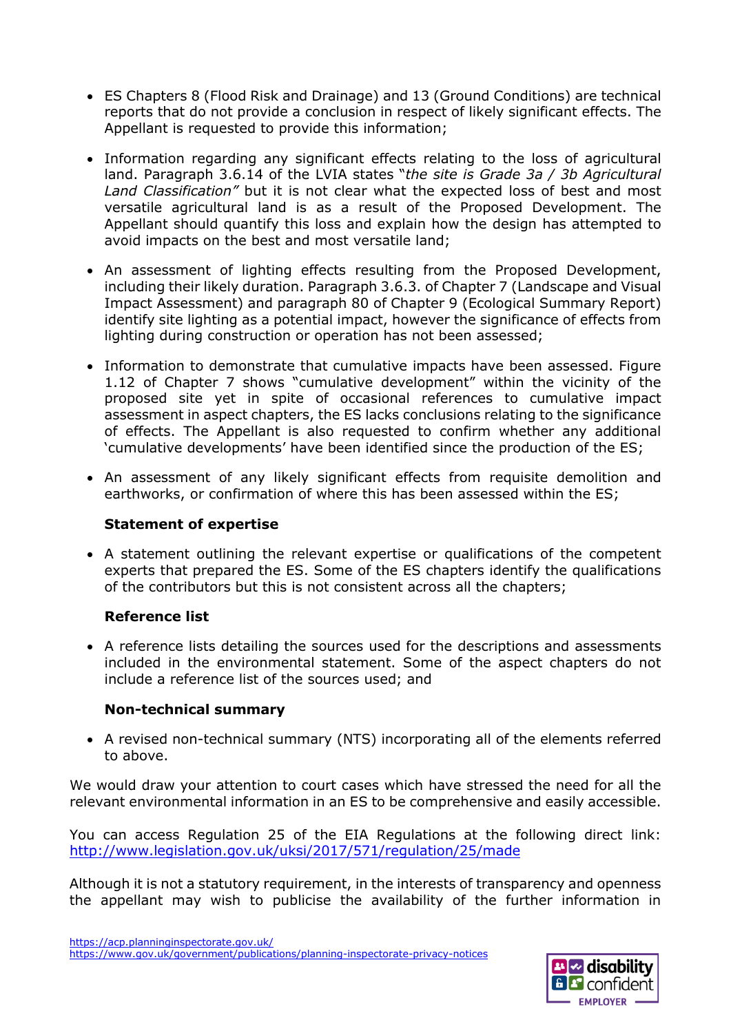- ES Chapters 8 (Flood Risk and Drainage) and 13 (Ground Conditions) are technical reports that do not provide a conclusion in respect of likely significant effects. The Appellant is requested to provide this information;

- Information regarding any significant effects relating to the loss of agricultural land. Paragraph 3.6.14 of the LVIA states "*the site is Grade 3a / 3b Agricultural Land Classification"* but it is not clear what the expected loss of best and most versatile agricultural land is as a result of the Proposed Development. The Appellant should quantify this loss and explain how the design has attempted to avoid impacts on the best and most versatile land;

- An assessment of lighting effects resulting from the Proposed Development, including their likely duration. Paragraph 3.6.3. of Chapter 7 (Landscape and Visual Impact Assessment) and paragraph 80 of Chapter 9 (Ecological Summary Report) identify site lighting as a potential impact, however the significance of effects from lighting during construction or operation has not been assessed;

- Information to demonstrate that cumulative impacts have been assessed. Figure 1.12 of Chapter 7 shows "cumulative development" within the vicinity of the proposed site yet in spite of occasional references to cumulative impact assessment in aspect chapters, the ES lacks conclusions relating to the significance of effects. The Appellant is also requested to confirm whether any additional 'cumulative developments' have been identified since the production of the ES;

- An assessment of any likely significant effects from requisite demolition and earthworks, or confirmation of where this has been assessed within the ES;

**Statement of expertise**

- A statement outlining the relevant expertise or qualifications of the competent experts that prepared the ES. Some of the ES chapters identify the qualifications of the contributors but this is not consistent across all the chapters;

**Reference list**

- A reference lists detailing the sources used for the descriptions and assessments included in the environmental statement. Some of the aspect chapters do not include a reference list of the sources used; and

**Non-technical summary**

- A revised non-technical summary (NTS) incorporating all of the elements referred to above.

We would draw your attention to court cases which have stressed the need for all the relevant environmental information in an ES to be comprehensive and easily accessible.

You can access Regulation 25 of the EIA Regulations at the following direct link: http://www.legislation.gov.uk/uksi/2017/571/regulation/25/made

Although it is not a statutory requirement, in the interests of transparency and openness the appellant may wish to publicise the availability of the further information in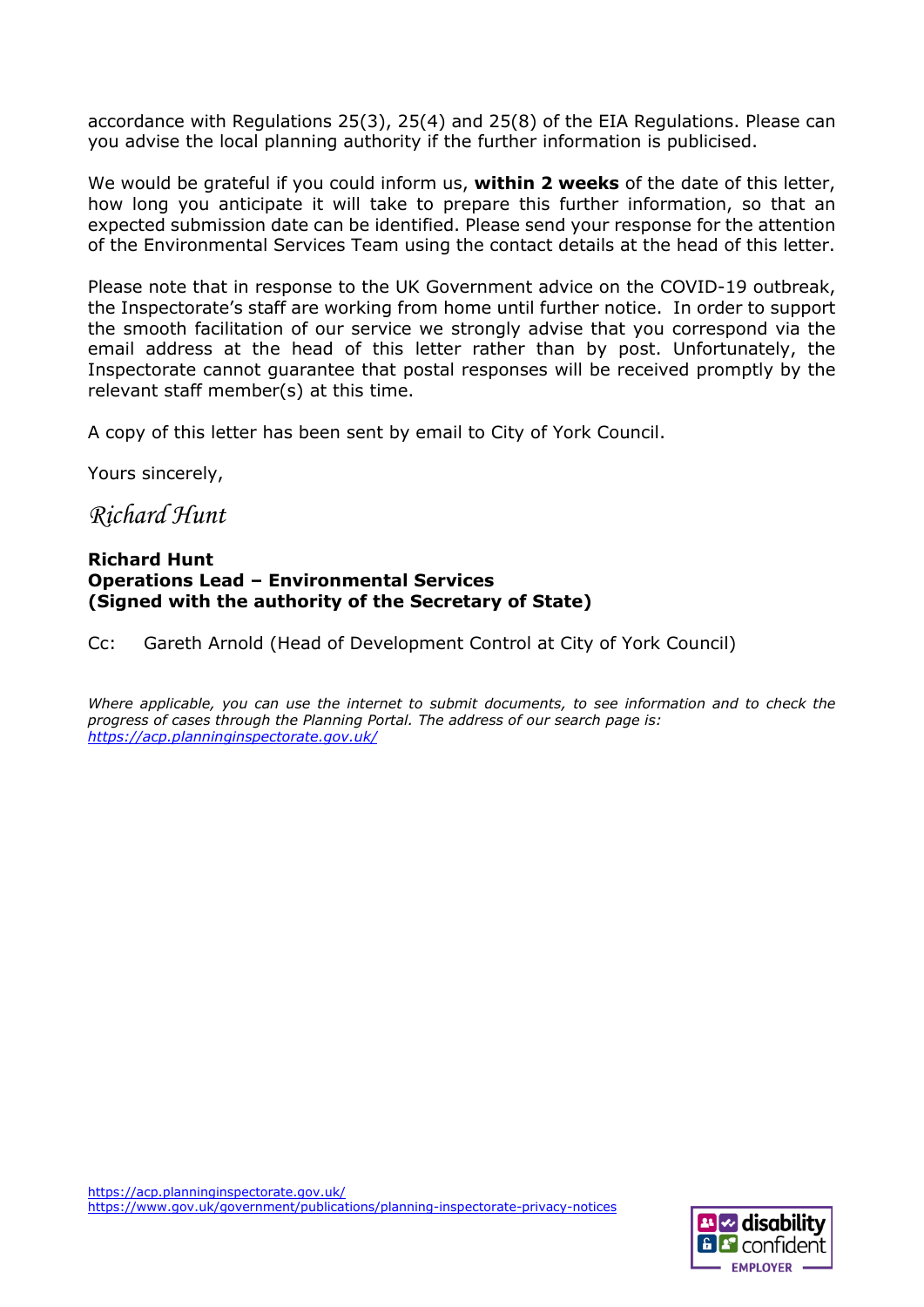accordance with Regulations 25(3), 25(4) and 25(8) of the EIA Regulations. Please can you advise the local planning authority if the further information is publicised.

We would be grateful if you could inform us, **within 2 weeks** of the date of this letter, how long you anticipate it will take to prepare this further information, so that an expected submission date can be identified. Please send your response for the attention of the Environmental Services Team using the contact details at the head of this letter.

Please note that in response to the UK Government advice on the COVID-19 outbreak, the Inspectorate's staff are working from home until further notice. In order to support the smooth facilitation of our service we strongly advise that you correspond via the email address at the head of this letter rather than by post. Unfortunately, the Inspectorate cannot guarantee that postal responses will be received promptly by the relevant staff member(s) at this time.

A copy of this letter has been sent by email to City of York Council.

Yours sincerely,

*Richard Hunt*

**Richard Hunt**
**Operations Lead – Environmental Services**
**(Signed with the authority of the Secretary of State)**

Cc: Gareth Arnold (Head of Development Control at City of York Council)

*Where applicable, you can use the internet to submit documents, to see information and to check the progress of cases through the Planning Portal. The address of our search page is: https://acp.planninginspectorate.gov.uk/*

https://acp.planninginspectorate.gov.uk/
https://www.gov.uk/government/publications/planning-inspectorate-privacy-notices

disability confident EMPLOYER